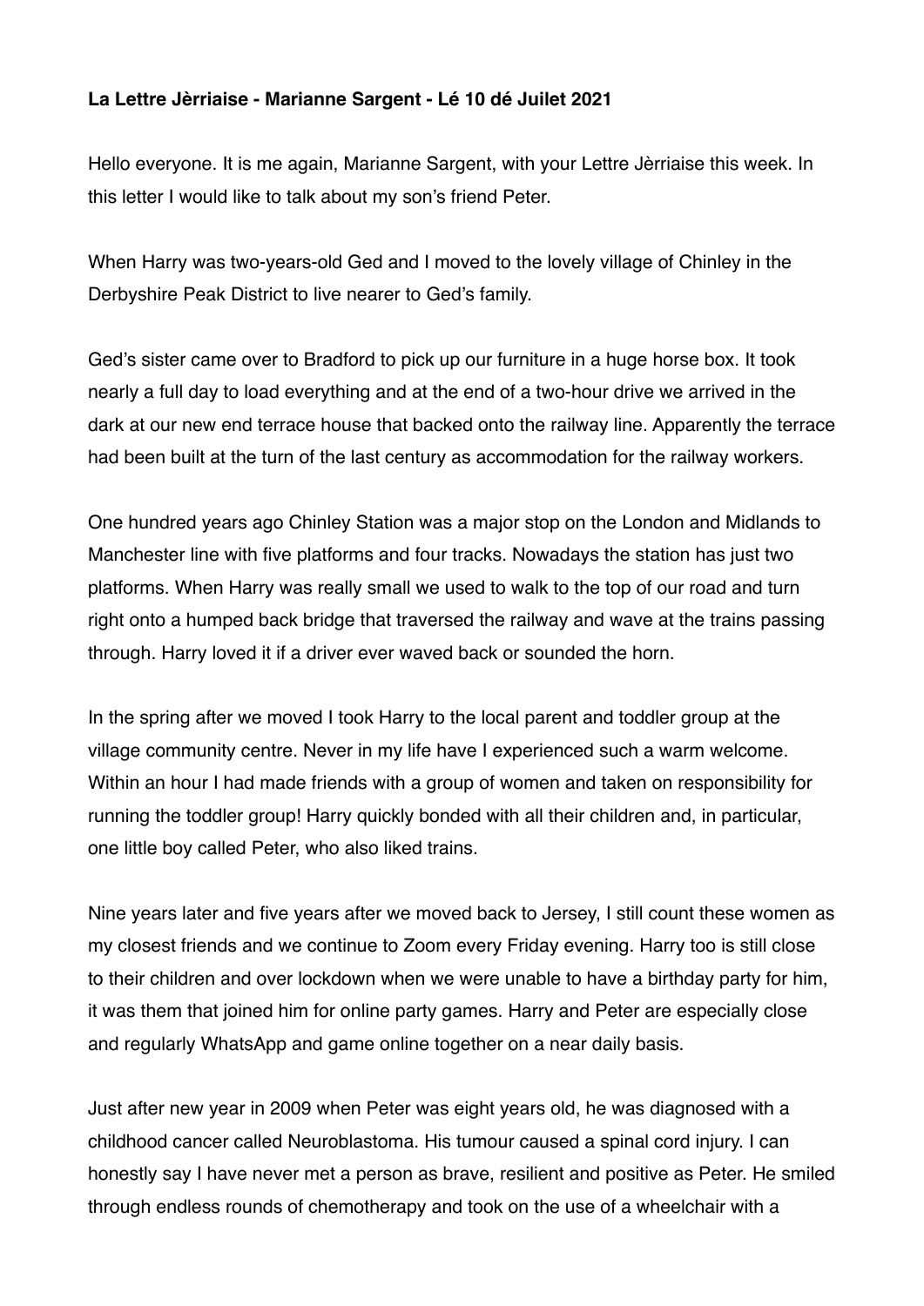**La Lettre Jèrriaise - Marianne Sargent - Lé 10 dé Juilet 2021**

Hello everyone. It is me again, Marianne Sargent, with your Lettre Jèrriaise this week. In this letter I would like to talk about my son's friend Peter.

When Harry was two-years-old Ged and I moved to the lovely village of Chinley in the Derbyshire Peak District to live nearer to Ged's family.

Ged's sister came over to Bradford to pick up our furniture in a huge horse box. It took nearly a full day to load everything and at the end of a two-hour drive we arrived in the dark at our new end terrace house that backed onto the railway line. Apparently the terrace had been built at the turn of the last century as accommodation for the railway workers.

One hundred years ago Chinley Station was a major stop on the London and Midlands to Manchester line with five platforms and four tracks. Nowadays the station has just two platforms. When Harry was really small we used to walk to the top of our road and turn right onto a humped back bridge that traversed the railway and wave at the trains passing through. Harry loved it if a driver ever waved back or sounded the horn.

In the spring after we moved I took Harry to the local parent and toddler group at the village community centre. Never in my life have I experienced such a warm welcome. Within an hour I had made friends with a group of women and taken on responsibility for running the toddler group! Harry quickly bonded with all their children and, in particular, one little boy called Peter, who also liked trains.

Nine years later and five years after we moved back to Jersey, I still count these women as my closest friends and we continue to Zoom every Friday evening. Harry too is still close to their children and over lockdown when we were unable to have a birthday party for him, it was them that joined him for online party games. Harry and Peter are especially close and regularly WhatsApp and game online together on a near daily basis.

Just after new year in 2009 when Peter was eight years old, he was diagnosed with a childhood cancer called Neuroblastoma. His tumour caused a spinal cord injury. I can honestly say I have never met a person as brave, resilient and positive as Peter. He smiled through endless rounds of chemotherapy and took on the use of a wheelchair with a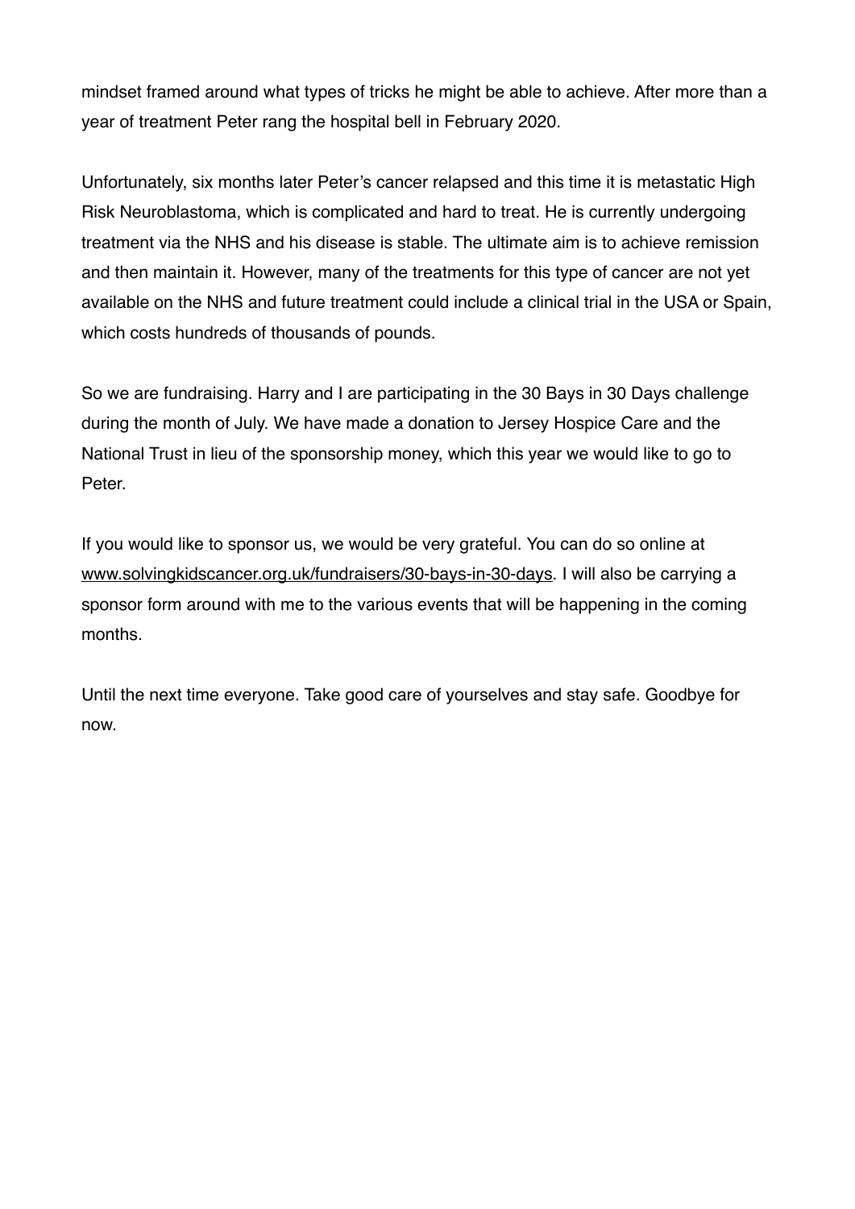mindset framed around what types of tricks he might be able to achieve. After more than a year of treatment Peter rang the hospital bell in February 2020.

Unfortunately, six months later Peter's cancer relapsed and this time it is metastatic High Risk Neuroblastoma, which is complicated and hard to treat. He is currently undergoing treatment via the NHS and his disease is stable. The ultimate aim is to achieve remission and then maintain it. However, many of the treatments for this type of cancer are not yet available on the NHS and future treatment could include a clinical trial in the USA or Spain, which costs hundreds of thousands of pounds.

So we are fundraising. Harry and I are participating in the 30 Bays in 30 Days challenge during the month of July. We have made a donation to Jersey Hospice Care and the National Trust in lieu of the sponsorship money, which this year we would like to go to Peter.

If you would like to sponsor us, we would be very grateful. You can do so online at www.solvingkidscancer.org.uk/fundraisers/30-bays-in-30-days. I will also be carrying a sponsor form around with me to the various events that will be happening in the coming months.

Until the next time everyone. Take good care of yourselves and stay safe. Goodbye for now.